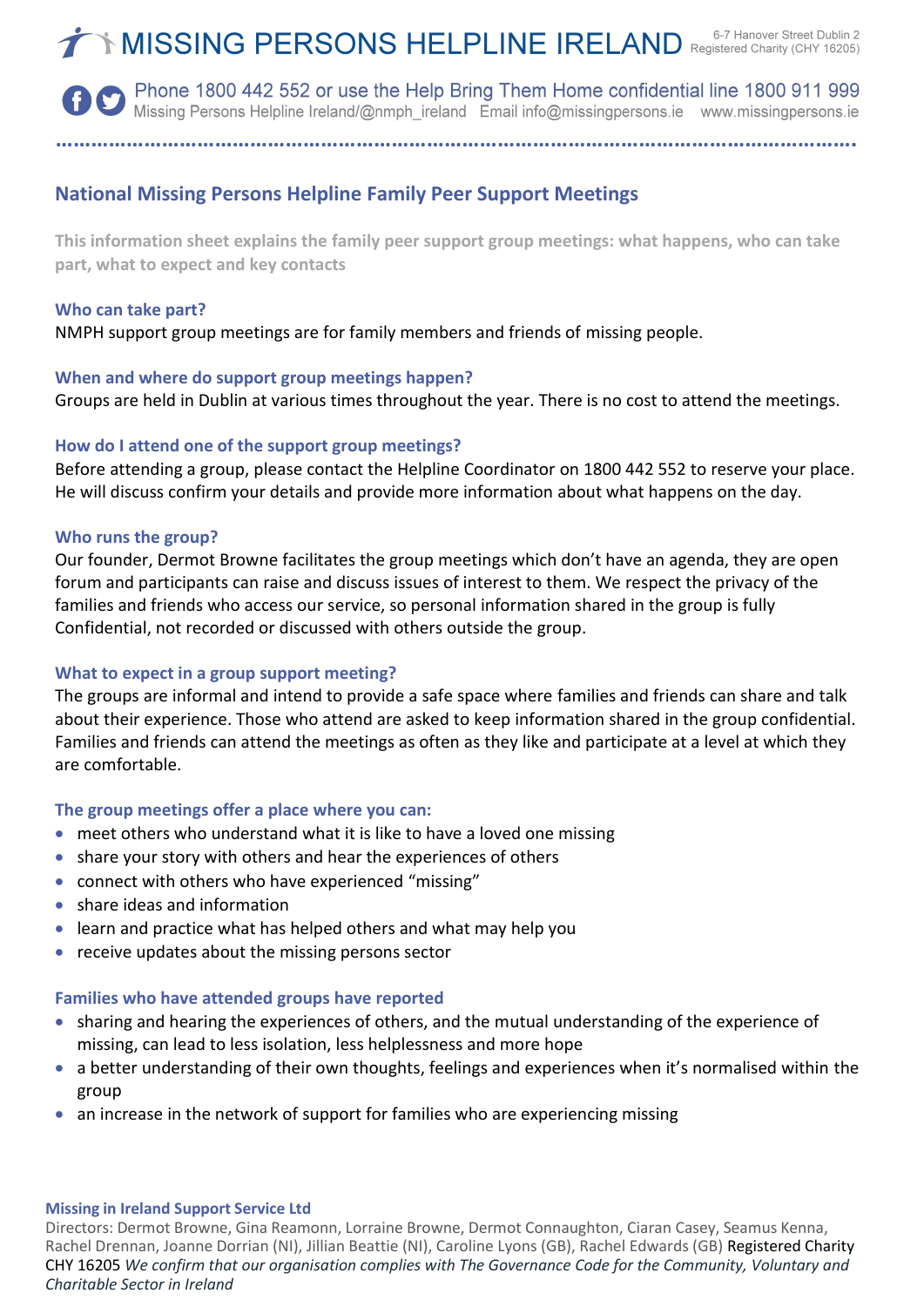# MISSING PERSONS HELPLINE IRELAND

6-7 Hanover Street Dublin 2
Registered Charity (CHY 16205)

Phone 1800 442 552 or use the Help Bring Them Home confidential line 1800 911 999
Missing Persons Helpline Ireland/@nmph_ireland Email info@missingpersons.ie www.missingpersons.ie

## National Missing Persons Helpline Family Peer Support Meetings

**This information sheet explains the family peer support group meetings: what happens, who can take part, what to expect and key contacts**

### Who can take part?

NMPH support group meetings are for family members and friends of missing people.

### When and where do support group meetings happen?

Groups are held in Dublin at various times throughout the year. There is no cost to attend the meetings.

### How do I attend one of the support group meetings?

Before attending a group, please contact the Helpline Coordinator on 1800 442 552 to reserve your place. He will discuss confirm your details and provide more information about what happens on the day.

### Who runs the group?

Our founder, Dermot Browne facilitates the group meetings which don't have an agenda, they are open forum and participants can raise and discuss issues of interest to them. We respect the privacy of the families and friends who access our service, so personal information shared in the group is fully Confidential, not recorded or discussed with others outside the group.

### What to expect in a group support meeting?

The groups are informal and intend to provide a safe space where families and friends can share and talk about their experience. Those who attend are asked to keep information shared in the group confidential. Families and friends can attend the meetings as often as they like and participate at a level at which they are comfortable.

### The group meetings offer a place where you can:

- meet others who understand what it is like to have a loved one missing
- share your story with others and hear the experiences of others
- connect with others who have experienced "missing"
- share ideas and information
- learn and practice what has helped others and what may help you
- receive updates about the missing persons sector

### Families who have attended groups have reported

- sharing and hearing the experiences of others, and the mutual understanding of the experience of missing, can lead to less isolation, less helplessness and more hope
- a better understanding of their own thoughts, feelings and experiences when it's normalised within the group
- an increase in the network of support for families who are experiencing missing

**Missing in Ireland Support Service Ltd**
Directors: Dermot Browne, Gina Reamonn, Lorraine Browne, Dermot Connaughton, Ciaran Casey, Seamus Kenna, Rachel Drennan, Joanne Dorrian (NI), Jillian Beattie (NI), Caroline Lyons (GB), Rachel Edwards (GB) Registered Charity CHY 16205 *We confirm that our organisation complies with The Governance Code for the Community, Voluntary and Charitable Sector in Ireland*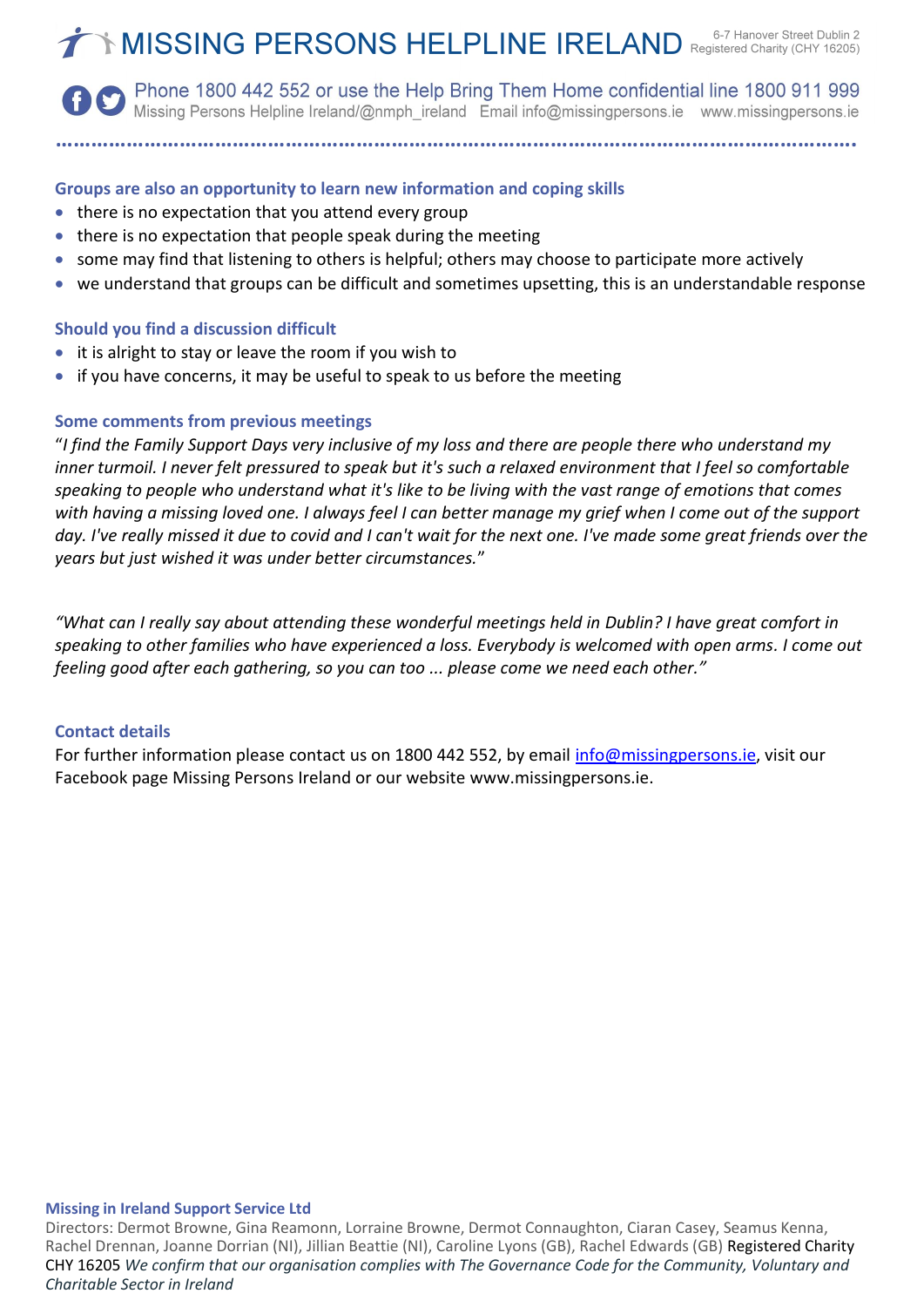### Groups are also an opportunity to learn new information and coping skills

- there is no expectation that you attend every group
- there is no expectation that people speak during the meeting
- some may find that listening to others is helpful; others may choose to participate more actively
- we understand that groups can be difficult and sometimes upsetting, this is an understandable response

### Should you find a discussion difficult

- it is alright to stay or leave the room if you wish to
- if you have concerns, it may be useful to speak to us before the meeting

### Some comments from previous meetings

"*I find the Family Support Days very inclusive of my loss and there are people there who understand my inner turmoil. I never felt pressured to speak but it's such a relaxed environment that I feel so comfortable speaking to people who understand what it's like to be living with the vast range of emotions that comes with having a missing loved one. I always feel I can better manage my grief when I come out of the support day. I've really missed it due to covid and I can't wait for the next one. I've made some great friends over the years but just wished it was under better circumstances.*"

*"What can I really say about attending these wonderful meetings held in Dublin? I have great comfort in speaking to other families who have experienced a loss. Everybody is welcomed with open arms. I come out feeling good after each gathering, so you can too ... please come we need each other."*

### Contact details

For further information please contact us on 1800 442 552, by email info@missingpersons.ie, visit our Facebook page Missing Persons Ireland or our website www.missingpersons.ie.

**Missing in Ireland Support Service Ltd**
Directors: Dermot Browne, Gina Reamonn, Lorraine Browne, Dermot Connaughton, Ciaran Casey, Seamus Kenna, Rachel Drennan, Joanne Dorrian (NI), Jillian Beattie (NI), Caroline Lyons (GB), Rachel Edwards (GB) Registered Charity CHY 16205 *We confirm that our organisation complies with The Governance Code for the Community, Voluntary and Charitable Sector in Ireland*